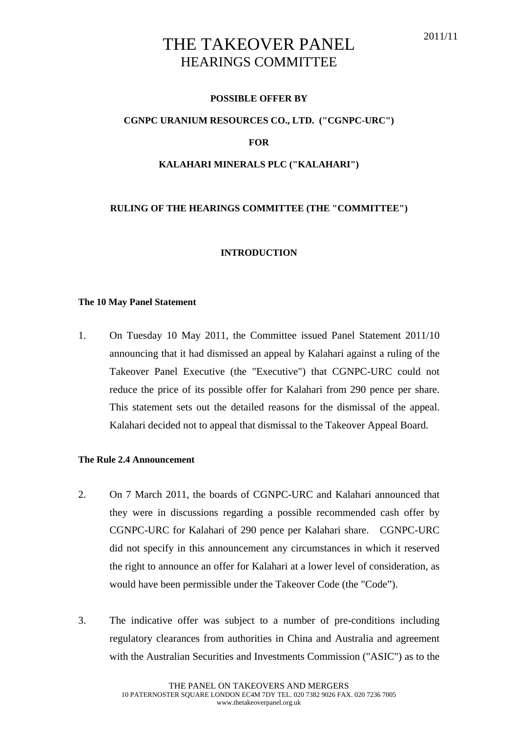2011/11

# THE TAKEOVER PANEL
## HEARINGS COMMITTEE

**POSSIBLE OFFER BY**

**CGNPC URANIUM RESOURCES CO., LTD. ("CGNPC-URC")**

**FOR**

**KALAHARI MINERALS PLC ("KALAHARI")**

**RULING OF THE HEARINGS COMMITTEE (THE "COMMITTEE")**

**INTRODUCTION**

**The 10 May Panel Statement**

1. On Tuesday 10 May 2011, the Committee issued Panel Statement 2011/10 announcing that it had dismissed an appeal by Kalahari against a ruling of the Takeover Panel Executive (the "Executive") that CGNPC-URC could not reduce the price of its possible offer for Kalahari from 290 pence per share. This statement sets out the detailed reasons for the dismissal of the appeal. Kalahari decided not to appeal that dismissal to the Takeover Appeal Board.

**The Rule 2.4 Announcement**

2. On 7 March 2011, the boards of CGNPC-URC and Kalahari announced that they were in discussions regarding a possible recommended cash offer by CGNPC-URC for Kalahari of 290 pence per Kalahari share. CGNPC-URC did not specify in this announcement any circumstances in which it reserved the right to announce an offer for Kalahari at a lower level of consideration, as would have been permissible under the Takeover Code (the "Code").

3. The indicative offer was subject to a number of pre-conditions including regulatory clearances from authorities in China and Australia and agreement with the Australian Securities and Investments Commission ("ASIC") as to the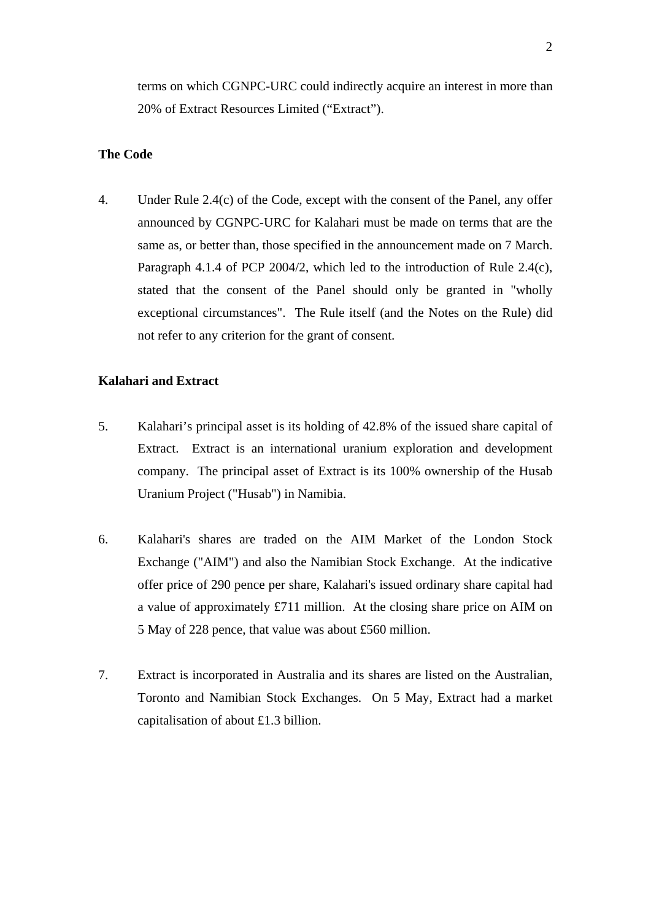terms on which CGNPC-URC could indirectly acquire an interest in more than 20% of Extract Resources Limited ("Extract").

**The Code**

4. Under Rule 2.4(c) of the Code, except with the consent of the Panel, any offer announced by CGNPC-URC for Kalahari must be made on terms that are the same as, or better than, those specified in the announcement made on 7 March. Paragraph 4.1.4 of PCP 2004/2, which led to the introduction of Rule 2.4(c), stated that the consent of the Panel should only be granted in "wholly exceptional circumstances". The Rule itself (and the Notes on the Rule) did not refer to any criterion for the grant of consent.

**Kalahari and Extract**

5. Kalahari's principal asset is its holding of 42.8% of the issued share capital of Extract. Extract is an international uranium exploration and development company. The principal asset of Extract is its 100% ownership of the Husab Uranium Project ("Husab") in Namibia.

6. Kalahari's shares are traded on the AIM Market of the London Stock Exchange ("AIM") and also the Namibian Stock Exchange. At the indicative offer price of 290 pence per share, Kalahari's issued ordinary share capital had a value of approximately £711 million. At the closing share price on AIM on 5 May of 228 pence, that value was about £560 million.

7. Extract is incorporated in Australia and its shares are listed on the Australian, Toronto and Namibian Stock Exchanges. On 5 May, Extract had a market capitalisation of about £1.3 billion.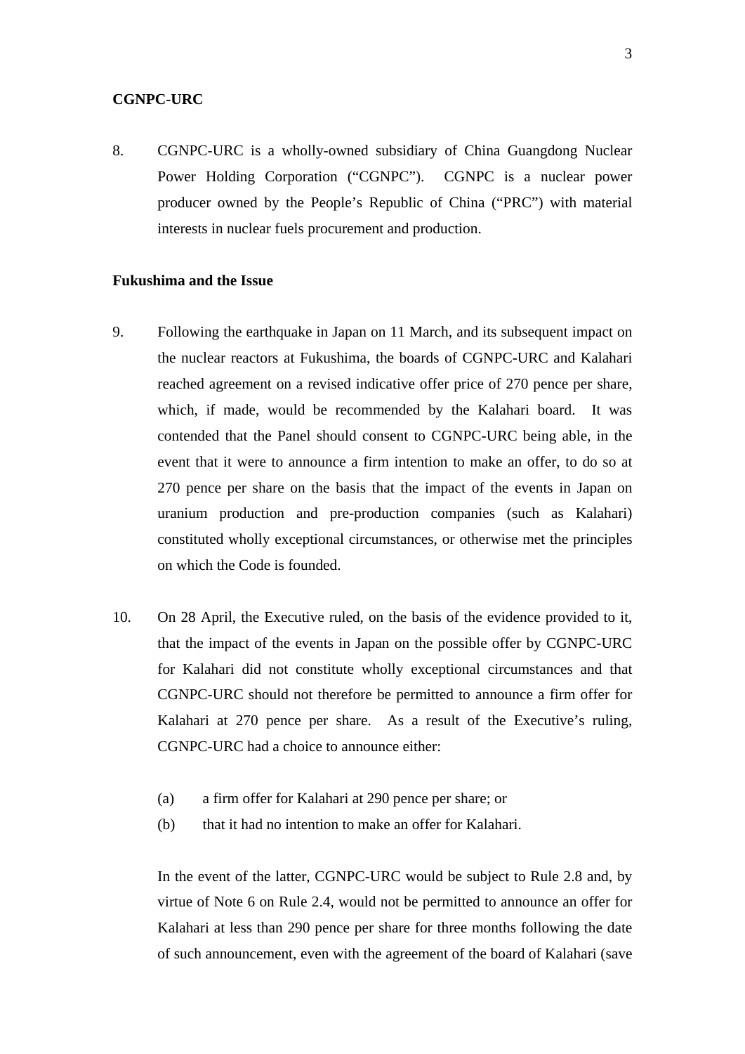**CGNPC-URC**

8. CGNPC-URC is a wholly-owned subsidiary of China Guangdong Nuclear Power Holding Corporation ("CGNPC"). CGNPC is a nuclear power producer owned by the People's Republic of China ("PRC") with material interests in nuclear fuels procurement and production.

**Fukushima and the Issue**

9. Following the earthquake in Japan on 11 March, and its subsequent impact on the nuclear reactors at Fukushima, the boards of CGNPC-URC and Kalahari reached agreement on a revised indicative offer price of 270 pence per share, which, if made, would be recommended by the Kalahari board. It was contended that the Panel should consent to CGNPC-URC being able, in the event that it were to announce a firm intention to make an offer, to do so at 270 pence per share on the basis that the impact of the events in Japan on uranium production and pre-production companies (such as Kalahari) constituted wholly exceptional circumstances, or otherwise met the principles on which the Code is founded.

10. On 28 April, the Executive ruled, on the basis of the evidence provided to it, that the impact of the events in Japan on the possible offer by CGNPC-URC for Kalahari did not constitute wholly exceptional circumstances and that CGNPC-URC should not therefore be permitted to announce a firm offer for Kalahari at 270 pence per share. As a result of the Executive's ruling, CGNPC-URC had a choice to announce either:

    (a) a firm offer for Kalahari at 290 pence per share; or
    (b) that it had no intention to make an offer for Kalahari.

    In the event of the latter, CGNPC-URC would be subject to Rule 2.8 and, by virtue of Note 6 on Rule 2.4, would not be permitted to announce an offer for Kalahari at less than 290 pence per share for three months following the date of such announcement, even with the agreement of the board of Kalahari (save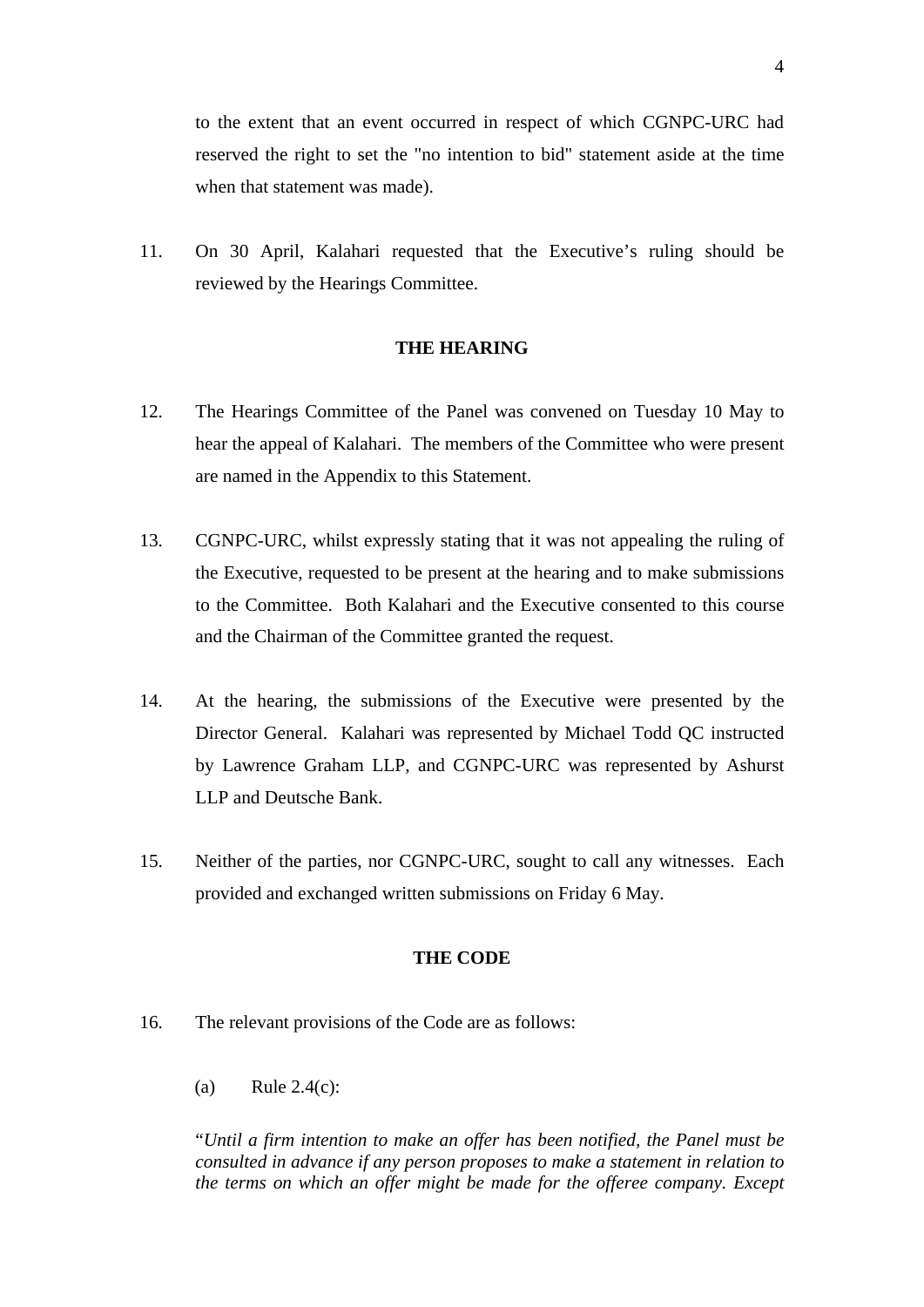to the extent that an event occurred in respect of which CGNPC-URC had reserved the right to set the "no intention to bid" statement aside at the time when that statement was made).

11. On 30 April, Kalahari requested that the Executive's ruling should be reviewed by the Hearings Committee.

## THE HEARING

12. The Hearings Committee of the Panel was convened on Tuesday 10 May to hear the appeal of Kalahari. The members of the Committee who were present are named in the Appendix to this Statement.

13. CGNPC-URC, whilst expressly stating that it was not appealing the ruling of the Executive, requested to be present at the hearing and to make submissions to the Committee. Both Kalahari and the Executive consented to this course and the Chairman of the Committee granted the request.

14. At the hearing, the submissions of the Executive were presented by the Director General. Kalahari was represented by Michael Todd QC instructed by Lawrence Graham LLP, and CGNPC-URC was represented by Ashurst LLP and Deutsche Bank.

15. Neither of the parties, nor CGNPC-URC, sought to call any witnesses. Each provided and exchanged written submissions on Friday 6 May.

## THE CODE

16. The relevant provisions of the Code are as follows:

    (a) Rule 2.4(c):

    "*Until a firm intention to make an offer has been notified, the Panel must be consulted in advance if any person proposes to make a statement in relation to the terms on which an offer might be made for the offeree company. Except*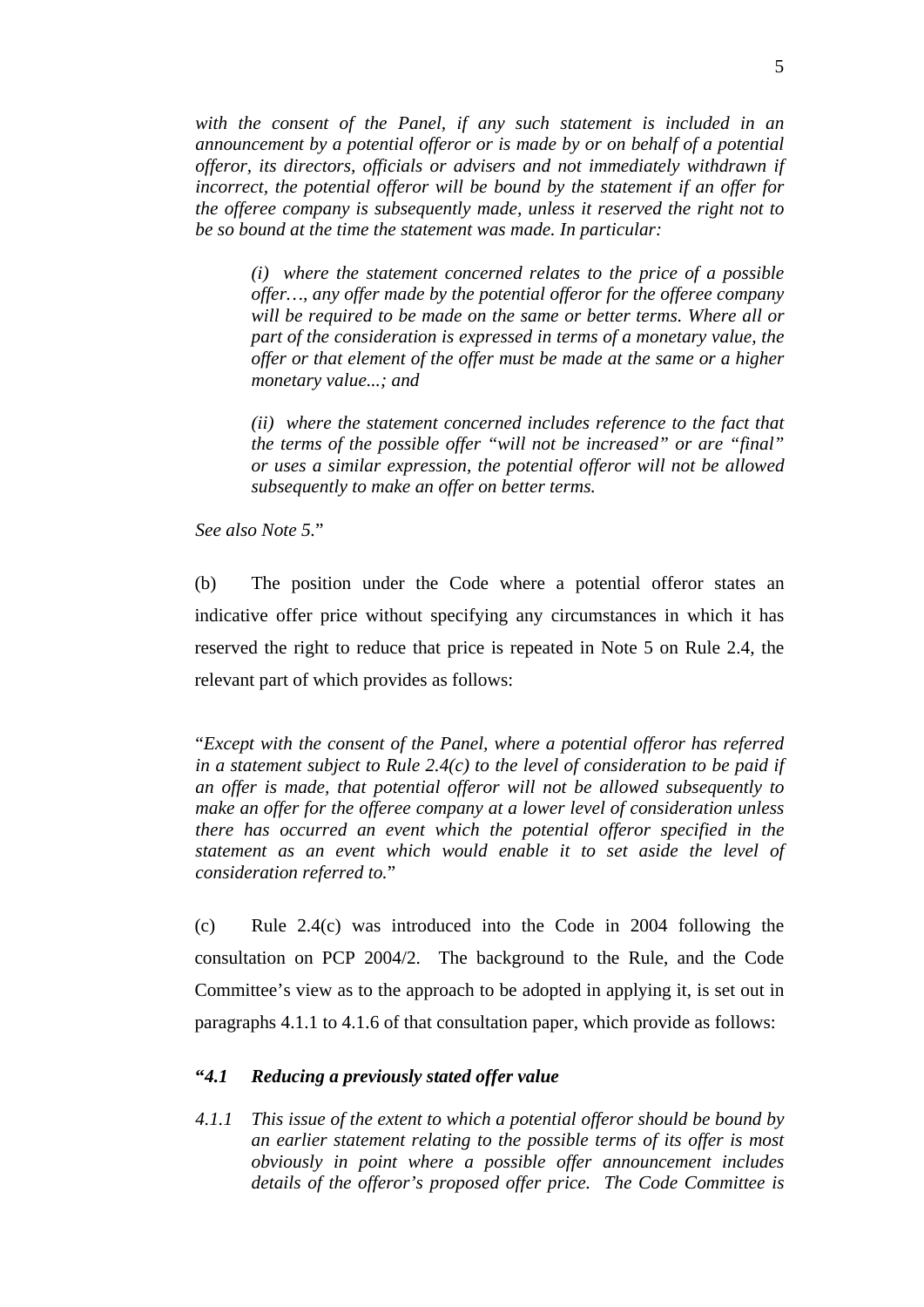*with the consent of the Panel, if any such statement is included in an announcement by a potential offeror or is made by or on behalf of a potential offeror, its directors, officials or advisers and not immediately withdrawn if incorrect, the potential offeror will be bound by the statement if an offer for the offeree company is subsequently made, unless it reserved the right not to be so bound at the time the statement was made. In particular:*

> *(i) where the statement concerned relates to the price of a possible offer…, any offer made by the potential offeror for the offeree company will be required to be made on the same or better terms. Where all or part of the consideration is expressed in terms of a monetary value, the offer or that element of the offer must be made at the same or a higher monetary value...; and*
>
> *(ii) where the statement concerned includes reference to the fact that the terms of the possible offer "will not be increased" or are "final" or uses a similar expression, the potential offeror will not be allowed subsequently to make an offer on better terms.*

*See also Note 5.*"

(b) The position under the Code where a potential offeror states an indicative offer price without specifying any circumstances in which it has reserved the right to reduce that price is repeated in Note 5 on Rule 2.4, the relevant part of which provides as follows:

"*Except with the consent of the Panel, where a potential offeror has referred in a statement subject to Rule 2.4(c) to the level of consideration to be paid if an offer is made, that potential offeror will not be allowed subsequently to make an offer for the offeree company at a lower level of consideration unless there has occurred an event which the potential offeror specified in the statement as an event which would enable it to set aside the level of consideration referred to.*"

(c) Rule 2.4(c) was introduced into the Code in 2004 following the consultation on PCP 2004/2. The background to the Rule, and the Code Committee's view as to the approach to be adopted in applying it, is set out in paragraphs 4.1.1 to 4.1.6 of that consultation paper, which provide as follows:

***"4.1 Reducing a previously stated offer value***

*4.1.1 This issue of the extent to which a potential offeror should be bound by an earlier statement relating to the possible terms of its offer is most obviously in point where a possible offer announcement includes details of the offeror's proposed offer price. The Code Committee is*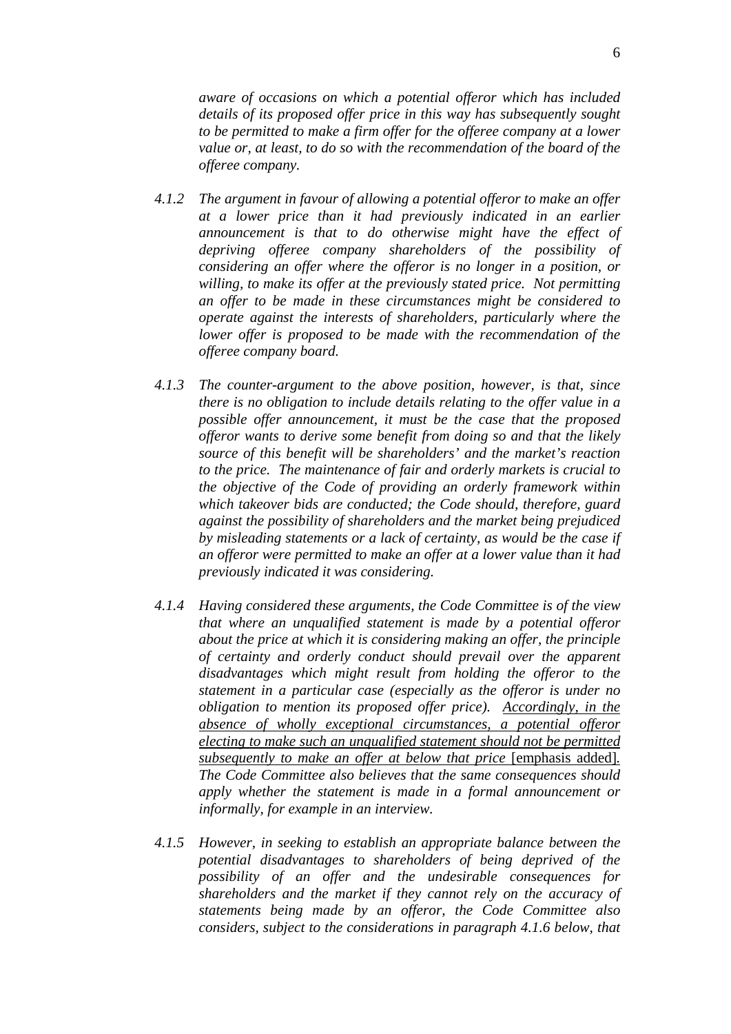*aware of occasions on which a potential offeror which has included details of its proposed offer price in this way has subsequently sought to be permitted to make a firm offer for the offeree company at a lower value or, at least, to do so with the recommendation of the board of the offeree company.*

*4.1.2 The argument in favour of allowing a potential offeror to make an offer at a lower price than it had previously indicated in an earlier announcement is that to do otherwise might have the effect of depriving offeree company shareholders of the possibility of considering an offer where the offeror is no longer in a position, or willing, to make its offer at the previously stated price. Not permitting an offer to be made in these circumstances might be considered to operate against the interests of shareholders, particularly where the lower offer is proposed to be made with the recommendation of the offeree company board.*

*4.1.3 The counter-argument to the above position, however, is that, since there is no obligation to include details relating to the offer value in a possible offer announcement, it must be the case that the proposed offeror wants to derive some benefit from doing so and that the likely source of this benefit will be shareholders' and the market's reaction to the price. The maintenance of fair and orderly markets is crucial to the objective of the Code of providing an orderly framework within which takeover bids are conducted; the Code should, therefore, guard against the possibility of shareholders and the market being prejudiced by misleading statements or a lack of certainty, as would be the case if an offeror were permitted to make an offer at a lower value than it had previously indicated it was considering.*

*4.1.4 Having considered these arguments, the Code Committee is of the view that where an unqualified statement is made by a potential offeror about the price at which it is considering making an offer, the principle of certainty and orderly conduct should prevail over the apparent disadvantages which might result from holding the offeror to the statement in a particular case (especially as the offeror is under no obligation to mention its proposed offer price). <u>Accordingly, in the absence of wholly exceptional circumstances, a potential offeror electing to make such an unqualified statement should not be permitted subsequently to make an offer at below that price</u>* <u>[emphasis added]</u>*. The Code Committee also believes that the same consequences should apply whether the statement is made in a formal announcement or informally, for example in an interview.*

*4.1.5 However, in seeking to establish an appropriate balance between the potential disadvantages to shareholders of being deprived of the possibility of an offer and the undesirable consequences for shareholders and the market if they cannot rely on the accuracy of statements being made by an offeror, the Code Committee also considers, subject to the considerations in paragraph 4.1.6 below, that*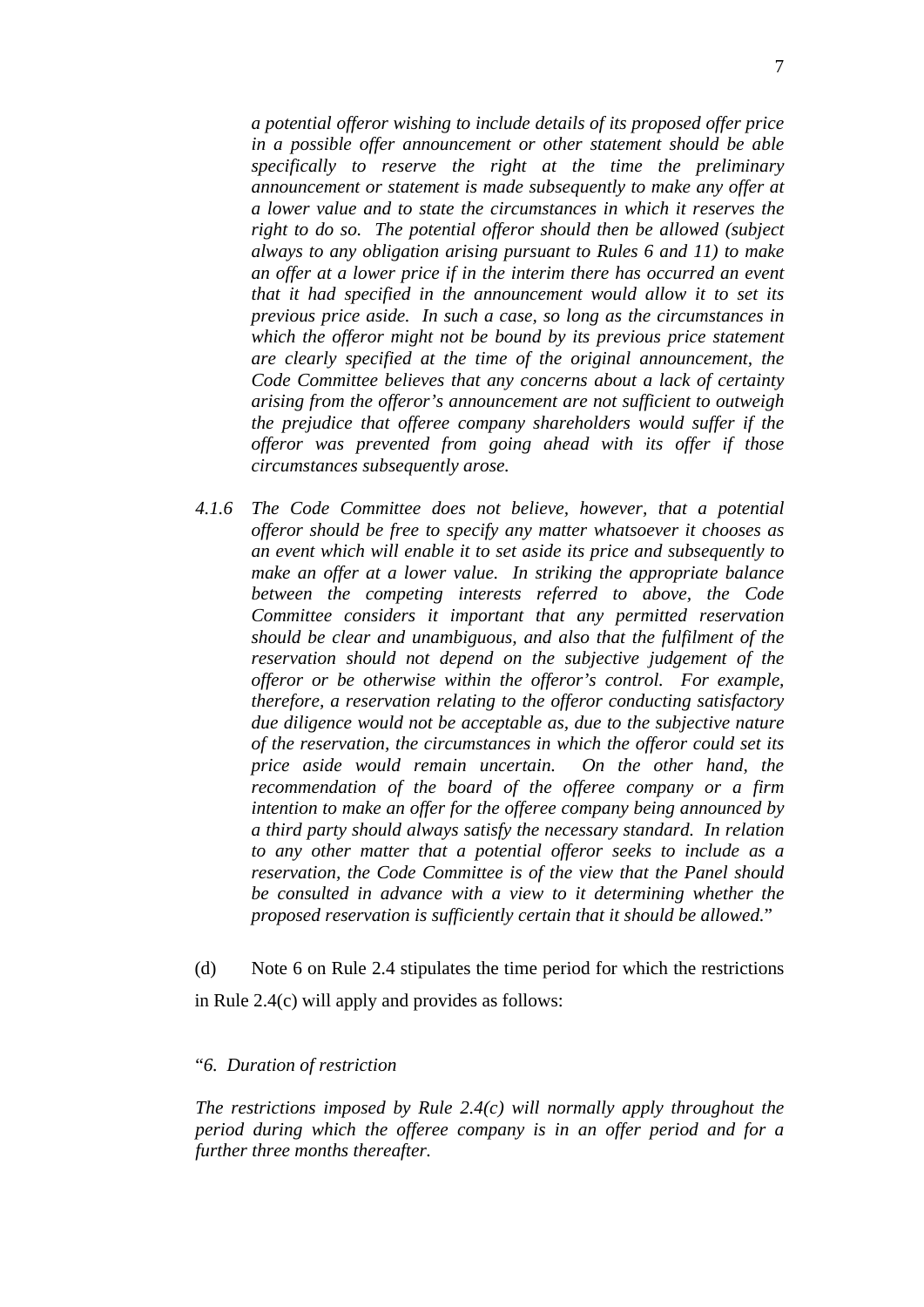*a potential offeror wishing to include details of its proposed offer price in a possible offer announcement or other statement should be able specifically to reserve the right at the time the preliminary announcement or statement is made subsequently to make any offer at a lower value and to state the circumstances in which it reserves the right to do so. The potential offeror should then be allowed (subject always to any obligation arising pursuant to Rules 6 and 11) to make an offer at a lower price if in the interim there has occurred an event that it had specified in the announcement would allow it to set its previous price aside. In such a case, so long as the circumstances in which the offeror might not be bound by its previous price statement are clearly specified at the time of the original announcement, the Code Committee believes that any concerns about a lack of certainty arising from the offeror's announcement are not sufficient to outweigh the prejudice that offeree company shareholders would suffer if the offeror was prevented from going ahead with its offer if those circumstances subsequently arose.*

*4.1.6 The Code Committee does not believe, however, that a potential offeror should be free to specify any matter whatsoever it chooses as an event which will enable it to set aside its price and subsequently to make an offer at a lower value. In striking the appropriate balance between the competing interests referred to above, the Code Committee considers it important that any permitted reservation should be clear and unambiguous, and also that the fulfilment of the reservation should not depend on the subjective judgement of the offeror or be otherwise within the offeror's control. For example, therefore, a reservation relating to the offeror conducting satisfactory due diligence would not be acceptable as, due to the subjective nature of the reservation, the circumstances in which the offeror could set its price aside would remain uncertain. On the other hand, the recommendation of the board of the offeree company or a firm intention to make an offer for the offeree company being announced by a third party should always satisfy the necessary standard. In relation to any other matter that a potential offeror seeks to include as a reservation, the Code Committee is of the view that the Panel should be consulted in advance with a view to it determining whether the proposed reservation is sufficiently certain that it should be allowed.*"

(d) Note 6 on Rule 2.4 stipulates the time period for which the restrictions in Rule 2.4(c) will apply and provides as follows:

"*6. Duration of restriction*

*The restrictions imposed by Rule 2.4(c) will normally apply throughout the period during which the offeree company is in an offer period and for a further three months thereafter.*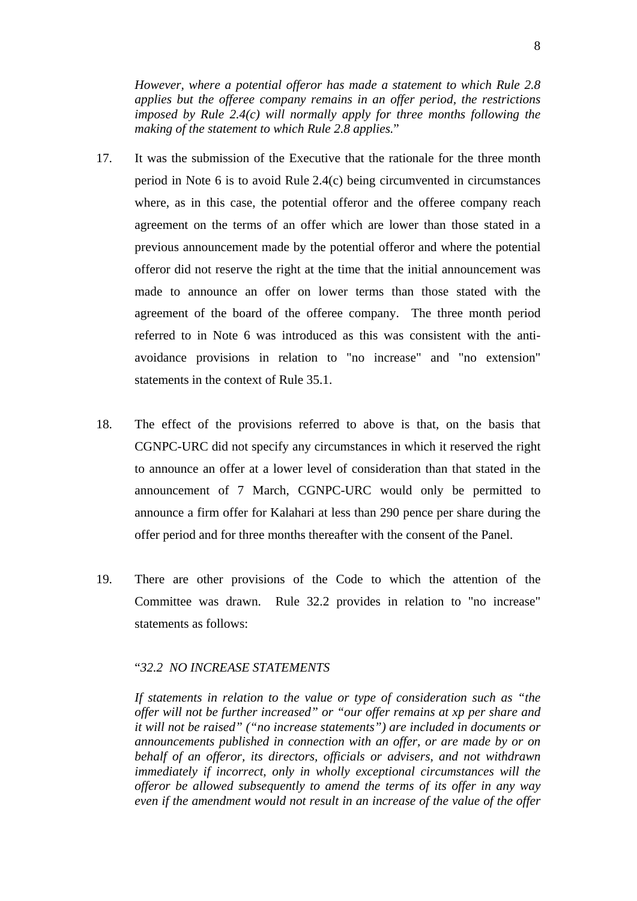*However, where a potential offeror has made a statement to which Rule 2.8 applies but the offeree company remains in an offer period, the restrictions imposed by Rule 2.4(c) will normally apply for three months following the making of the statement to which Rule 2.8 applies.*"

17. It was the submission of the Executive that the rationale for the three month period in Note 6 is to avoid Rule 2.4(c) being circumvented in circumstances where, as in this case, the potential offeror and the offeree company reach agreement on the terms of an offer which are lower than those stated in a previous announcement made by the potential offeror and where the potential offeror did not reserve the right at the time that the initial announcement was made to announce an offer on lower terms than those stated with the agreement of the board of the offeree company. The three month period referred to in Note 6 was introduced as this was consistent with the anti-avoidance provisions in relation to "no increase" and "no extension" statements in the context of Rule 35.1.

18. The effect of the provisions referred to above is that, on the basis that CGNPC-URC did not specify any circumstances in which it reserved the right to announce an offer at a lower level of consideration than that stated in the announcement of 7 March, CGNPC-URC would only be permitted to announce a firm offer for Kalahari at less than 290 pence per share during the offer period and for three months thereafter with the consent of the Panel.

19. There are other provisions of the Code to which the attention of the Committee was drawn. Rule 32.2 provides in relation to "no increase" statements as follows:

"*32.2 NO INCREASE STATEMENTS*

*If statements in relation to the value or type of consideration such as "the offer will not be further increased" or "our offer remains at xp per share and it will not be raised" ("no increase statements") are included in documents or announcements published in connection with an offer, or are made by or on behalf of an offeror, its directors, officials or advisers, and not withdrawn immediately if incorrect, only in wholly exceptional circumstances will the offeror be allowed subsequently to amend the terms of its offer in any way even if the amendment would not result in an increase of the value of the offer*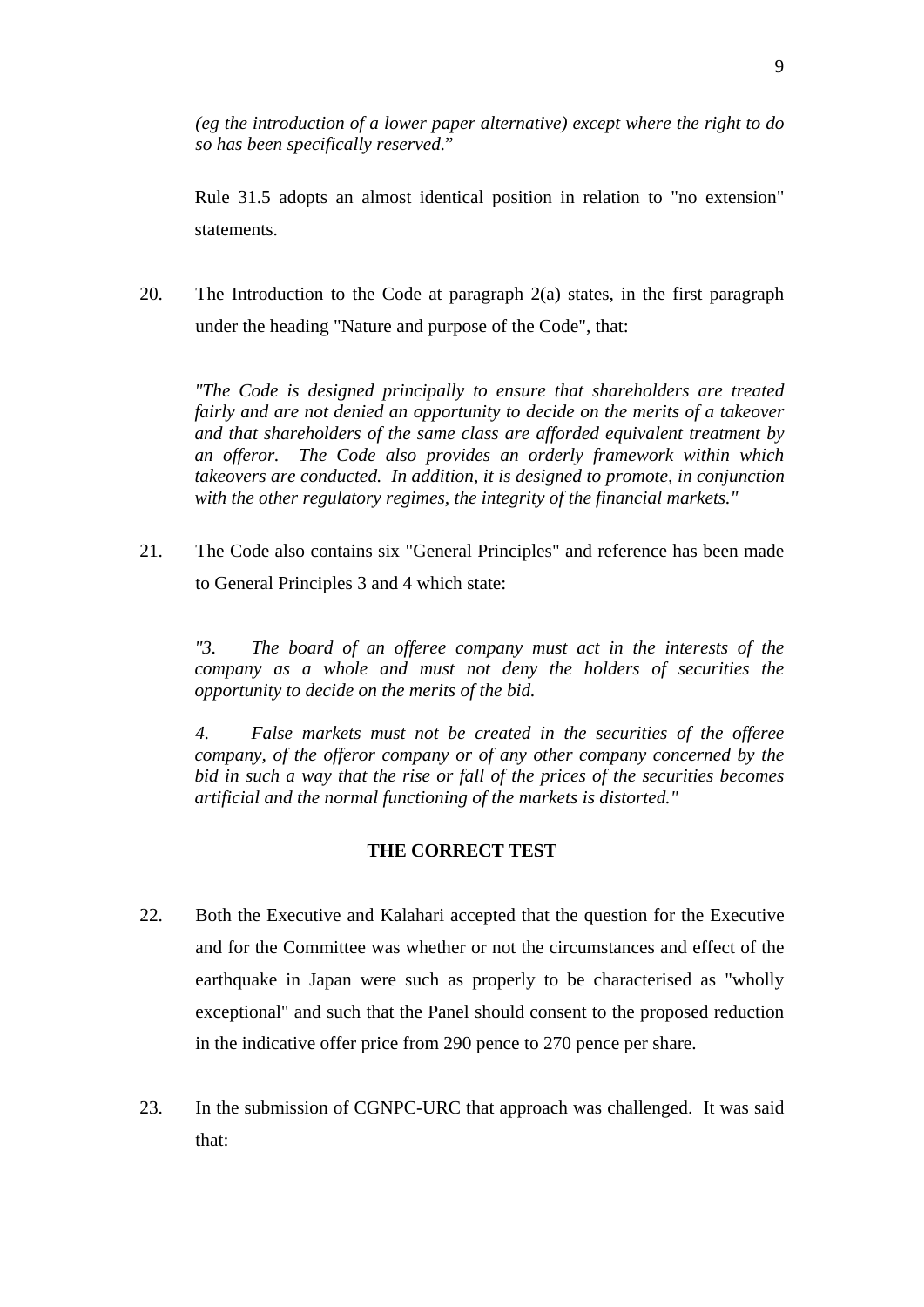*(eg the introduction of a lower paper alternative) except where the right to do so has been specifically reserved.*"

Rule 31.5 adopts an almost identical position in relation to "no extension" statements.

20. The Introduction to the Code at paragraph 2(a) states, in the first paragraph under the heading "Nature and purpose of the Code", that:

*"The Code is designed principally to ensure that shareholders are treated fairly and are not denied an opportunity to decide on the merits of a takeover and that shareholders of the same class are afforded equivalent treatment by an offeror. The Code also provides an orderly framework within which takeovers are conducted. In addition, it is designed to promote, in conjunction with the other regulatory regimes, the integrity of the financial markets."*

21. The Code also contains six "General Principles" and reference has been made to General Principles 3 and 4 which state:

*"3. The board of an offeree company must act in the interests of the company as a whole and must not deny the holders of securities the opportunity to decide on the merits of the bid.*

*4. False markets must not be created in the securities of the offeree company, of the offeror company or of any other company concerned by the bid in such a way that the rise or fall of the prices of the securities becomes artificial and the normal functioning of the markets is distorted."*

**THE CORRECT TEST**

22. Both the Executive and Kalahari accepted that the question for the Executive and for the Committee was whether or not the circumstances and effect of the earthquake in Japan were such as properly to be characterised as "wholly exceptional" and such that the Panel should consent to the proposed reduction in the indicative offer price from 290 pence to 270 pence per share.

23. In the submission of CGNPC-URC that approach was challenged. It was said that: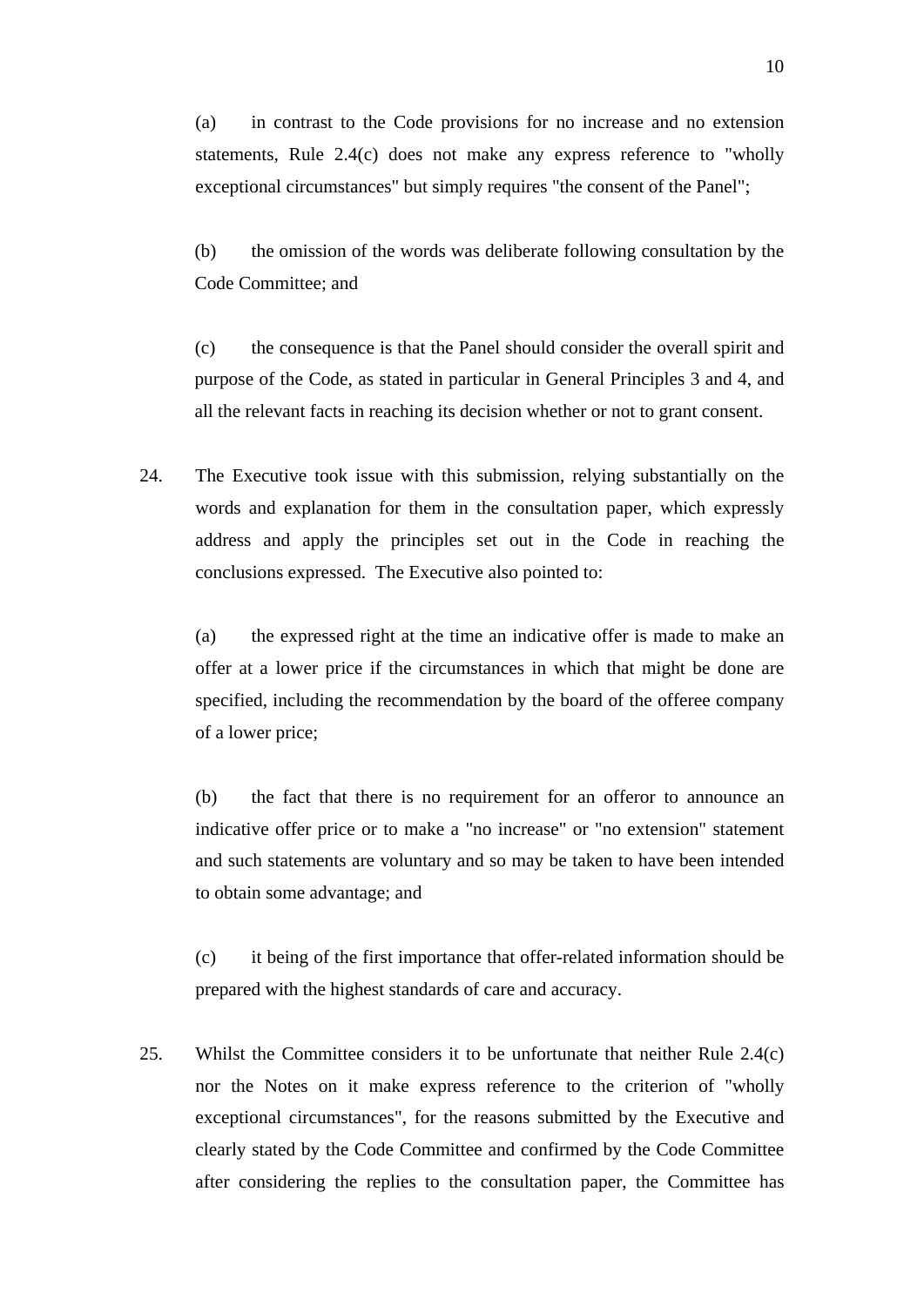(a) in contrast to the Code provisions for no increase and no extension statements, Rule 2.4(c) does not make any express reference to "wholly exceptional circumstances" but simply requires "the consent of the Panel";

(b) the omission of the words was deliberate following consultation by the Code Committee; and

(c) the consequence is that the Panel should consider the overall spirit and purpose of the Code, as stated in particular in General Principles 3 and 4, and all the relevant facts in reaching its decision whether or not to grant consent.

24. The Executive took issue with this submission, relying substantially on the words and explanation for them in the consultation paper, which expressly address and apply the principles set out in the Code in reaching the conclusions expressed. The Executive also pointed to:

(a) the expressed right at the time an indicative offer is made to make an offer at a lower price if the circumstances in which that might be done are specified, including the recommendation by the board of the offeree company of a lower price;

(b) the fact that there is no requirement for an offeror to announce an indicative offer price or to make a "no increase" or "no extension" statement and such statements are voluntary and so may be taken to have been intended to obtain some advantage; and

(c) it being of the first importance that offer-related information should be prepared with the highest standards of care and accuracy.

25. Whilst the Committee considers it to be unfortunate that neither Rule 2.4(c) nor the Notes on it make express reference to the criterion of "wholly exceptional circumstances", for the reasons submitted by the Executive and clearly stated by the Code Committee and confirmed by the Code Committee after considering the replies to the consultation paper, the Committee has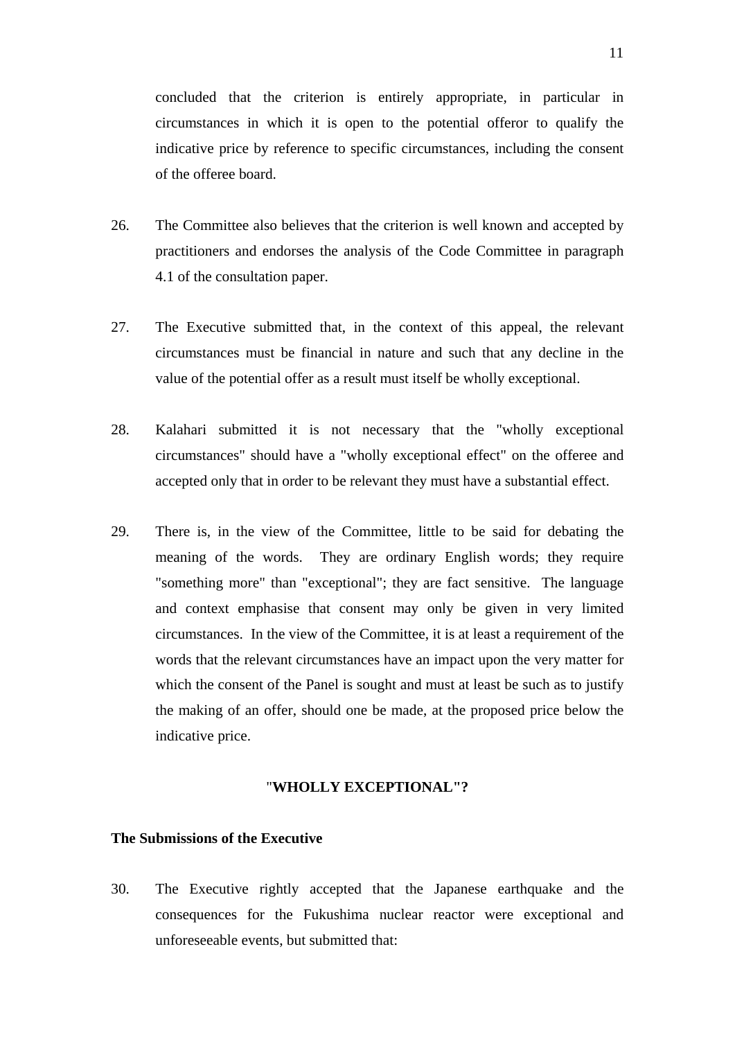concluded that the criterion is entirely appropriate, in particular in circumstances in which it is open to the potential offeror to qualify the indicative price by reference to specific circumstances, including the consent of the offeree board.

26. The Committee also believes that the criterion is well known and accepted by practitioners and endorses the analysis of the Code Committee in paragraph 4.1 of the consultation paper.

27. The Executive submitted that, in the context of this appeal, the relevant circumstances must be financial in nature and such that any decline in the value of the potential offer as a result must itself be wholly exceptional.

28. Kalahari submitted it is not necessary that the "wholly exceptional circumstances" should have a "wholly exceptional effect" on the offeree and accepted only that in order to be relevant they must have a substantial effect.

29. There is, in the view of the Committee, little to be said for debating the meaning of the words. They are ordinary English words; they require "something more" than "exceptional"; they are fact sensitive. The language and context emphasise that consent may only be given in very limited circumstances. In the view of the Committee, it is at least a requirement of the words that the relevant circumstances have an impact upon the very matter for which the consent of the Panel is sought and must at least be such as to justify the making of an offer, should one be made, at the proposed price below the indicative price.

## "WHOLLY EXCEPTIONAL"?

### The Submissions of the Executive

30. The Executive rightly accepted that the Japanese earthquake and the consequences for the Fukushima nuclear reactor were exceptional and unforeseeable events, but submitted that: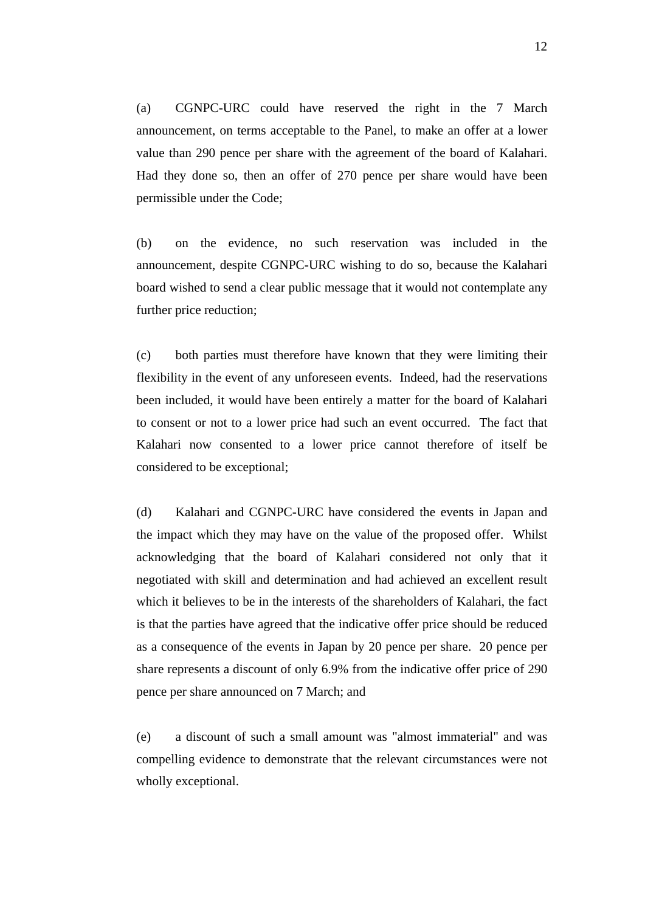(a) CGNPC-URC could have reserved the right in the 7 March announcement, on terms acceptable to the Panel, to make an offer at a lower value than 290 pence per share with the agreement of the board of Kalahari. Had they done so, then an offer of 270 pence per share would have been permissible under the Code;

(b) on the evidence, no such reservation was included in the announcement, despite CGNPC-URC wishing to do so, because the Kalahari board wished to send a clear public message that it would not contemplate any further price reduction;

(c) both parties must therefore have known that they were limiting their flexibility in the event of any unforeseen events. Indeed, had the reservations been included, it would have been entirely a matter for the board of Kalahari to consent or not to a lower price had such an event occurred. The fact that Kalahari now consented to a lower price cannot therefore of itself be considered to be exceptional;

(d) Kalahari and CGNPC-URC have considered the events in Japan and the impact which they may have on the value of the proposed offer. Whilst acknowledging that the board of Kalahari considered not only that it negotiated with skill and determination and had achieved an excellent result which it believes to be in the interests of the shareholders of Kalahari, the fact is that the parties have agreed that the indicative offer price should be reduced as a consequence of the events in Japan by 20 pence per share. 20 pence per share represents a discount of only 6.9% from the indicative offer price of 290 pence per share announced on 7 March; and

(e) a discount of such a small amount was "almost immaterial" and was compelling evidence to demonstrate that the relevant circumstances were not wholly exceptional.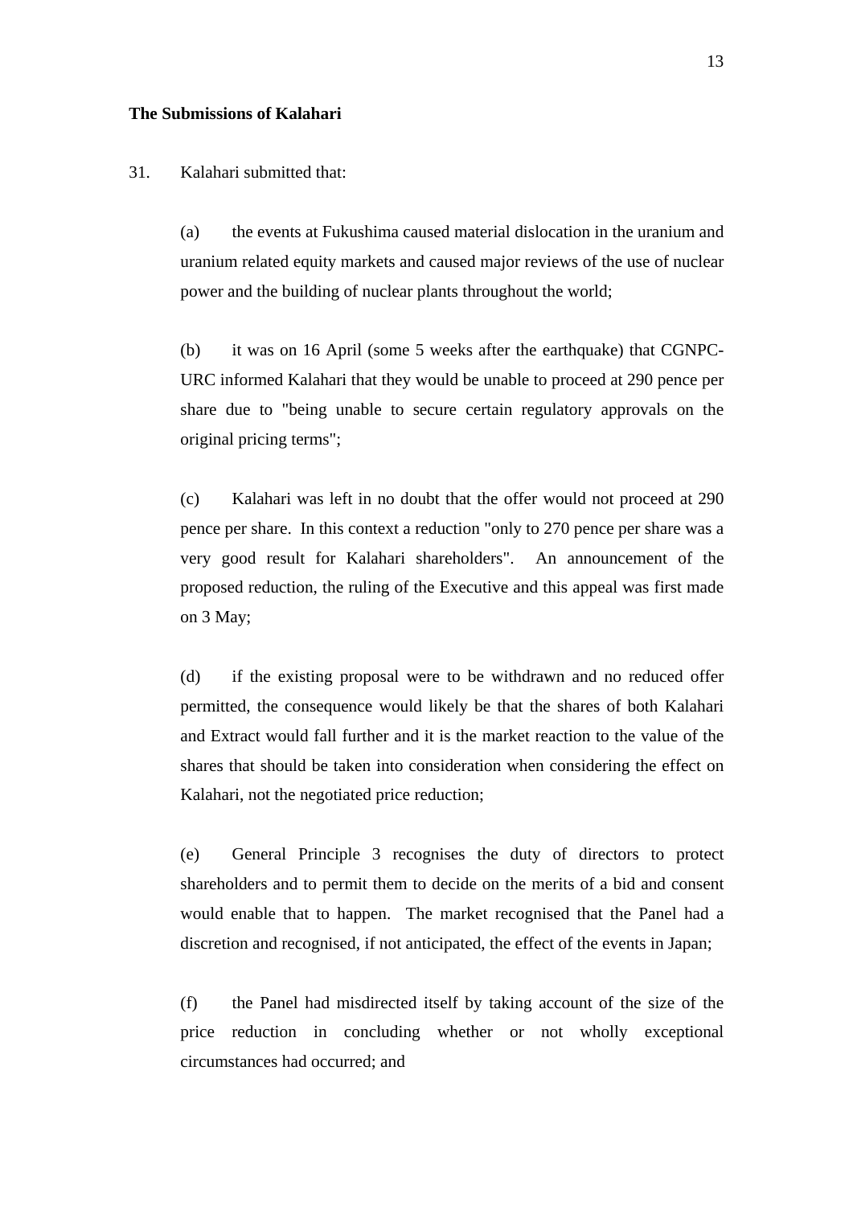**The Submissions of Kalahari**

31. Kalahari submitted that:

(a) the events at Fukushima caused material dislocation in the uranium and uranium related equity markets and caused major reviews of the use of nuclear power and the building of nuclear plants throughout the world;

(b) it was on 16 April (some 5 weeks after the earthquake) that CGNPC-URC informed Kalahari that they would be unable to proceed at 290 pence per share due to "being unable to secure certain regulatory approvals on the original pricing terms";

(c) Kalahari was left in no doubt that the offer would not proceed at 290 pence per share. In this context a reduction "only to 270 pence per share was a very good result for Kalahari shareholders". An announcement of the proposed reduction, the ruling of the Executive and this appeal was first made on 3 May;

(d) if the existing proposal were to be withdrawn and no reduced offer permitted, the consequence would likely be that the shares of both Kalahari and Extract would fall further and it is the market reaction to the value of the shares that should be taken into consideration when considering the effect on Kalahari, not the negotiated price reduction;

(e) General Principle 3 recognises the duty of directors to protect shareholders and to permit them to decide on the merits of a bid and consent would enable that to happen. The market recognised that the Panel had a discretion and recognised, if not anticipated, the effect of the events in Japan;

(f) the Panel had misdirected itself by taking account of the size of the price reduction in concluding whether or not wholly exceptional circumstances had occurred; and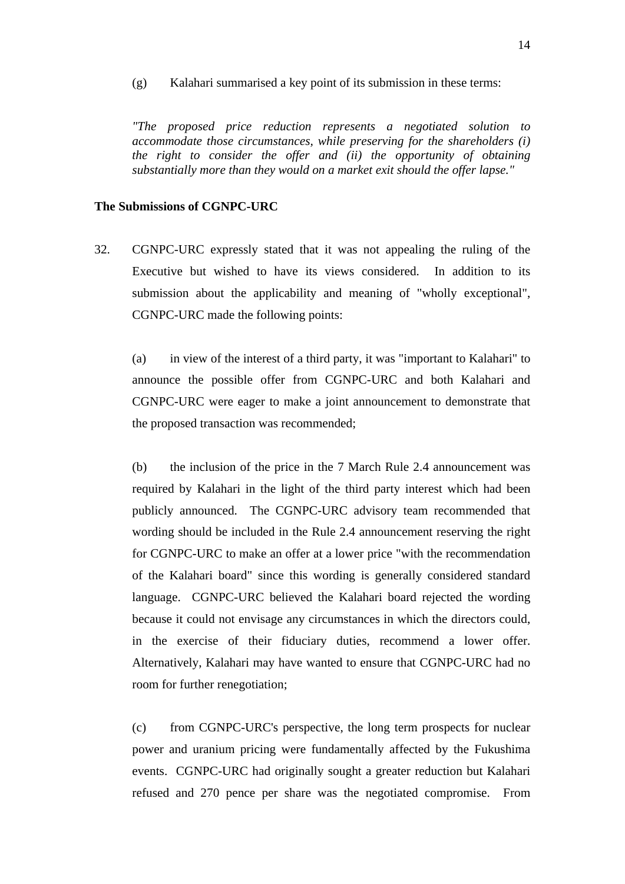(g) Kalahari summarised a key point of its submission in these terms:

*"The proposed price reduction represents a negotiated solution to accommodate those circumstances, while preserving for the shareholders (i) the right to consider the offer and (ii) the opportunity of obtaining substantially more than they would on a market exit should the offer lapse."*

**The Submissions of CGNPC-URC**

32. CGNPC-URC expressly stated that it was not appealing the ruling of the Executive but wished to have its views considered. In addition to its submission about the applicability and meaning of "wholly exceptional", CGNPC-URC made the following points:

(a) in view of the interest of a third party, it was "important to Kalahari" to announce the possible offer from CGNPC-URC and both Kalahari and CGNPC-URC were eager to make a joint announcement to demonstrate that the proposed transaction was recommended;

(b) the inclusion of the price in the 7 March Rule 2.4 announcement was required by Kalahari in the light of the third party interest which had been publicly announced. The CGNPC-URC advisory team recommended that wording should be included in the Rule 2.4 announcement reserving the right for CGNPC-URC to make an offer at a lower price "with the recommendation of the Kalahari board" since this wording is generally considered standard language. CGNPC-URC believed the Kalahari board rejected the wording because it could not envisage any circumstances in which the directors could, in the exercise of their fiduciary duties, recommend a lower offer. Alternatively, Kalahari may have wanted to ensure that CGNPC-URC had no room for further renegotiation;

(c) from CGNPC-URC's perspective, the long term prospects for nuclear power and uranium pricing were fundamentally affected by the Fukushima events. CGNPC-URC had originally sought a greater reduction but Kalahari refused and 270 pence per share was the negotiated compromise. From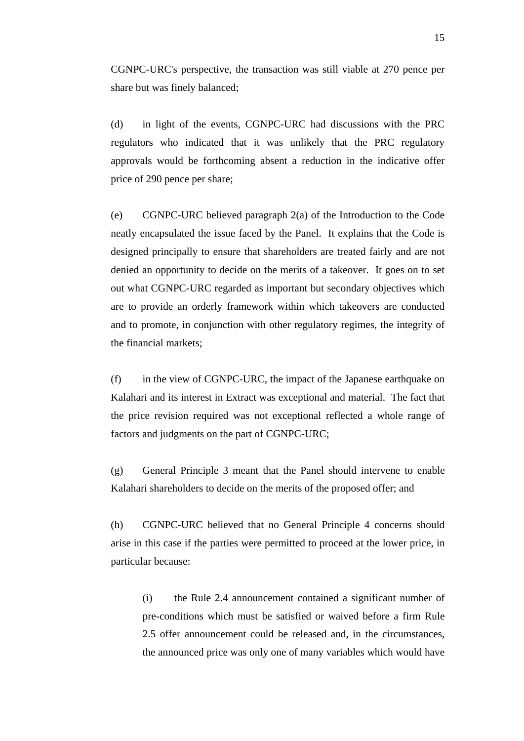CGNPC-URC's perspective, the transaction was still viable at 270 pence per share but was finely balanced;

(d) in light of the events, CGNPC-URC had discussions with the PRC regulators who indicated that it was unlikely that the PRC regulatory approvals would be forthcoming absent a reduction in the indicative offer price of 290 pence per share;

(e) CGNPC-URC believed paragraph 2(a) of the Introduction to the Code neatly encapsulated the issue faced by the Panel. It explains that the Code is designed principally to ensure that shareholders are treated fairly and are not denied an opportunity to decide on the merits of a takeover. It goes on to set out what CGNPC-URC regarded as important but secondary objectives which are to provide an orderly framework within which takeovers are conducted and to promote, in conjunction with other regulatory regimes, the integrity of the financial markets;

(f) in the view of CGNPC-URC, the impact of the Japanese earthquake on Kalahari and its interest in Extract was exceptional and material. The fact that the price revision required was not exceptional reflected a whole range of factors and judgments on the part of CGNPC-URC;

(g) General Principle 3 meant that the Panel should intervene to enable Kalahari shareholders to decide on the merits of the proposed offer; and

(h) CGNPC-URC believed that no General Principle 4 concerns should arise in this case if the parties were permitted to proceed at the lower price, in particular because:

> (i) the Rule 2.4 announcement contained a significant number of pre-conditions which must be satisfied or waived before a firm Rule 2.5 offer announcement could be released and, in the circumstances, the announced price was only one of many variables which would have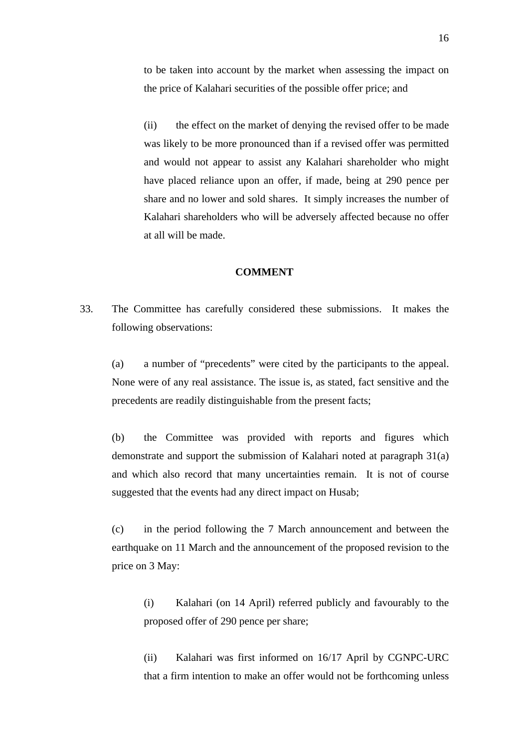to be taken into account by the market when assessing the impact on the price of Kalahari securities of the possible offer price; and

(ii) the effect on the market of denying the revised offer to be made was likely to be more pronounced than if a revised offer was permitted and would not appear to assist any Kalahari shareholder who might have placed reliance upon an offer, if made, being at 290 pence per share and no lower and sold shares. It simply increases the number of Kalahari shareholders who will be adversely affected because no offer at all will be made.

**COMMENT**

33. The Committee has carefully considered these submissions. It makes the following observations:

(a) a number of "precedents" were cited by the participants to the appeal. None were of any real assistance. The issue is, as stated, fact sensitive and the precedents are readily distinguishable from the present facts;

(b) the Committee was provided with reports and figures which demonstrate and support the submission of Kalahari noted at paragraph 31(a) and which also record that many uncertainties remain. It is not of course suggested that the events had any direct impact on Husab;

(c) in the period following the 7 March announcement and between the earthquake on 11 March and the announcement of the proposed revision to the price on 3 May:

(i) Kalahari (on 14 April) referred publicly and favourably to the proposed offer of 290 pence per share;

(ii) Kalahari was first informed on 16/17 April by CGNPC-URC that a firm intention to make an offer would not be forthcoming unless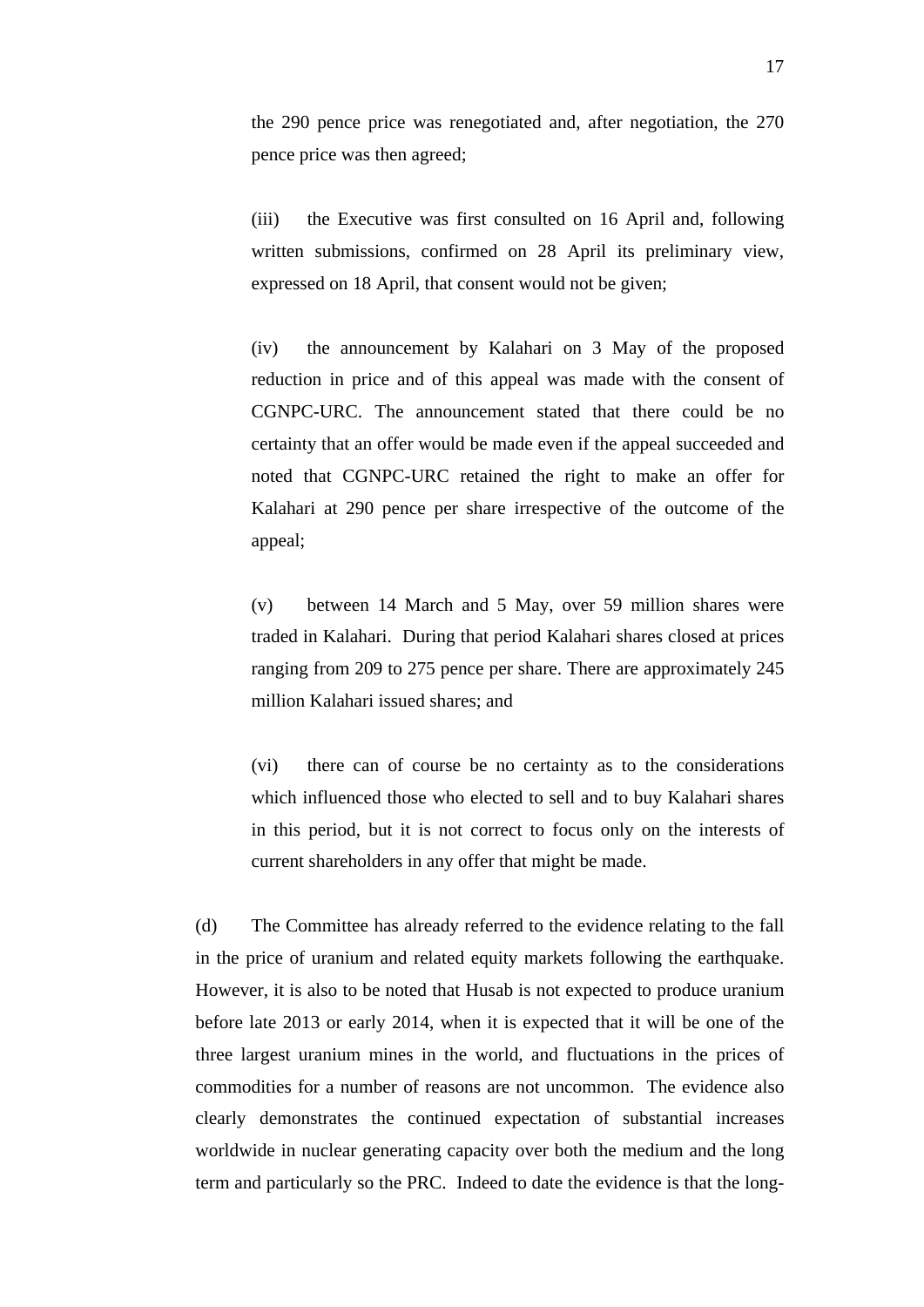the 290 pence price was renegotiated and, after negotiation, the 270 pence price was then agreed;

(iii) the Executive was first consulted on 16 April and, following written submissions, confirmed on 28 April its preliminary view, expressed on 18 April, that consent would not be given;

(iv) the announcement by Kalahari on 3 May of the proposed reduction in price and of this appeal was made with the consent of CGNPC-URC. The announcement stated that there could be no certainty that an offer would be made even if the appeal succeeded and noted that CGNPC-URC retained the right to make an offer for Kalahari at 290 pence per share irrespective of the outcome of the appeal;

(v) between 14 March and 5 May, over 59 million shares were traded in Kalahari. During that period Kalahari shares closed at prices ranging from 209 to 275 pence per share. There are approximately 245 million Kalahari issued shares; and

(vi) there can of course be no certainty as to the considerations which influenced those who elected to sell and to buy Kalahari shares in this period, but it is not correct to focus only on the interests of current shareholders in any offer that might be made.

(d) The Committee has already referred to the evidence relating to the fall in the price of uranium and related equity markets following the earthquake. However, it is also to be noted that Husab is not expected to produce uranium before late 2013 or early 2014, when it is expected that it will be one of the three largest uranium mines in the world, and fluctuations in the prices of commodities for a number of reasons are not uncommon. The evidence also clearly demonstrates the continued expectation of substantial increases worldwide in nuclear generating capacity over both the medium and the long term and particularly so the PRC. Indeed to date the evidence is that the long-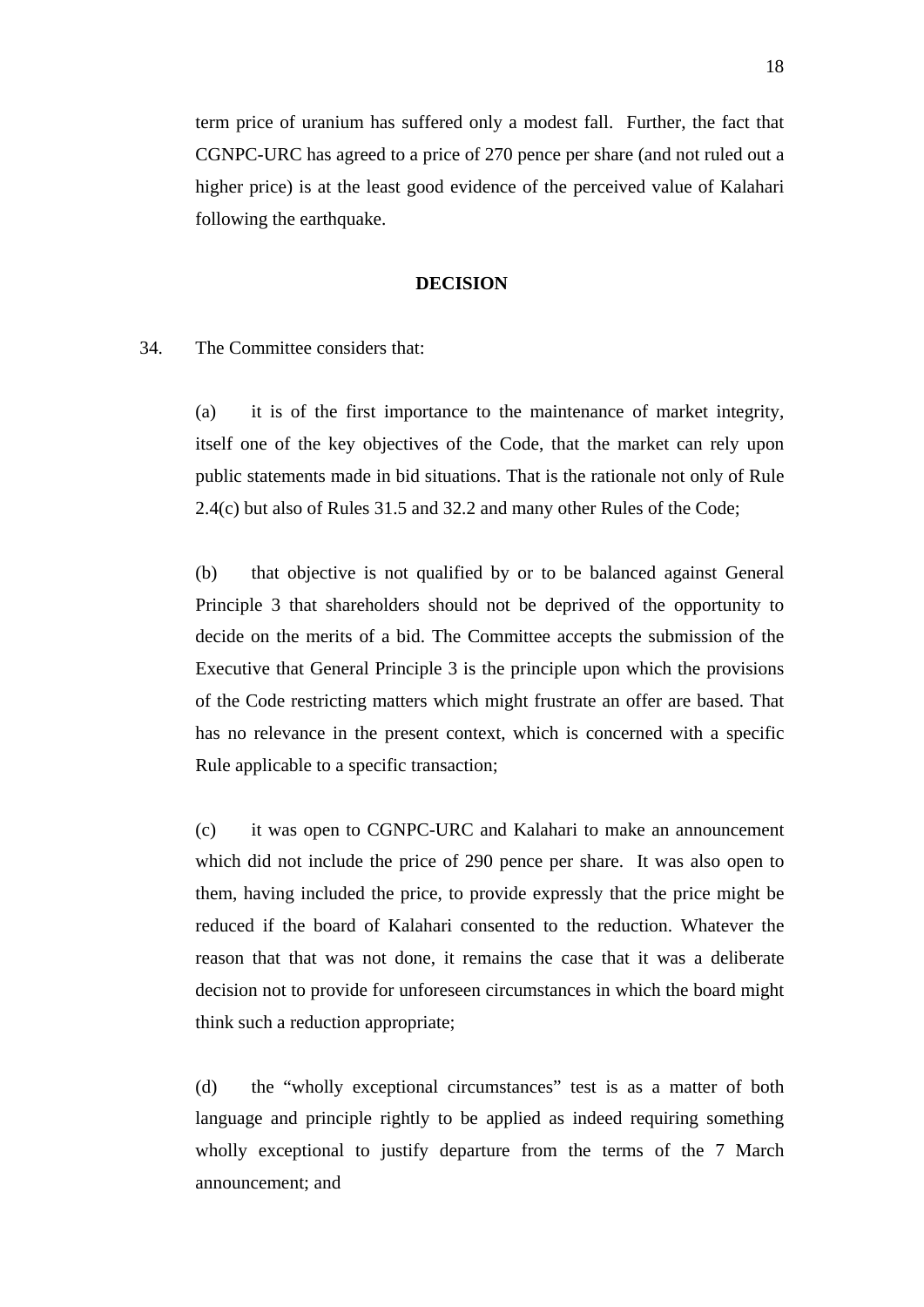term price of uranium has suffered only a modest fall. Further, the fact that CGNPC-URC has agreed to a price of 270 pence per share (and not ruled out a higher price) is at the least good evidence of the perceived value of Kalahari following the earthquake.

**DECISION**

34. The Committee considers that:

(a) it is of the first importance to the maintenance of market integrity, itself one of the key objectives of the Code, that the market can rely upon public statements made in bid situations. That is the rationale not only of Rule 2.4(c) but also of Rules 31.5 and 32.2 and many other Rules of the Code;

(b) that objective is not qualified by or to be balanced against General Principle 3 that shareholders should not be deprived of the opportunity to decide on the merits of a bid. The Committee accepts the submission of the Executive that General Principle 3 is the principle upon which the provisions of the Code restricting matters which might frustrate an offer are based. That has no relevance in the present context, which is concerned with a specific Rule applicable to a specific transaction;

(c) it was open to CGNPC-URC and Kalahari to make an announcement which did not include the price of 290 pence per share. It was also open to them, having included the price, to provide expressly that the price might be reduced if the board of Kalahari consented to the reduction. Whatever the reason that that was not done, it remains the case that it was a deliberate decision not to provide for unforeseen circumstances in which the board might think such a reduction appropriate;

(d) the "wholly exceptional circumstances" test is as a matter of both language and principle rightly to be applied as indeed requiring something wholly exceptional to justify departure from the terms of the 7 March announcement; and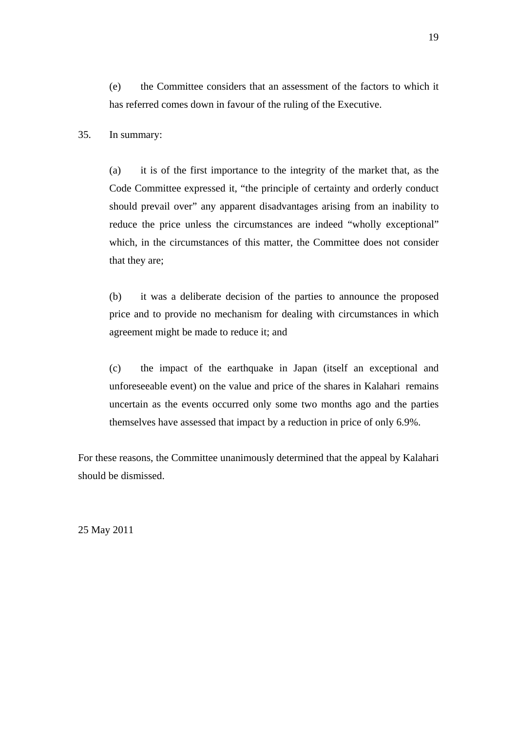(e) the Committee considers that an assessment of the factors to which it has referred comes down in favour of the ruling of the Executive.

35. In summary:

(a) it is of the first importance to the integrity of the market that, as the Code Committee expressed it, "the principle of certainty and orderly conduct should prevail over" any apparent disadvantages arising from an inability to reduce the price unless the circumstances are indeed "wholly exceptional" which, in the circumstances of this matter, the Committee does not consider that they are;

(b) it was a deliberate decision of the parties to announce the proposed price and to provide no mechanism for dealing with circumstances in which agreement might be made to reduce it; and

(c) the impact of the earthquake in Japan (itself an exceptional and unforeseeable event) on the value and price of the shares in Kalahari remains uncertain as the events occurred only some two months ago and the parties themselves have assessed that impact by a reduction in price of only 6.9%.

For these reasons, the Committee unanimously determined that the appeal by Kalahari should be dismissed.

25 May 2011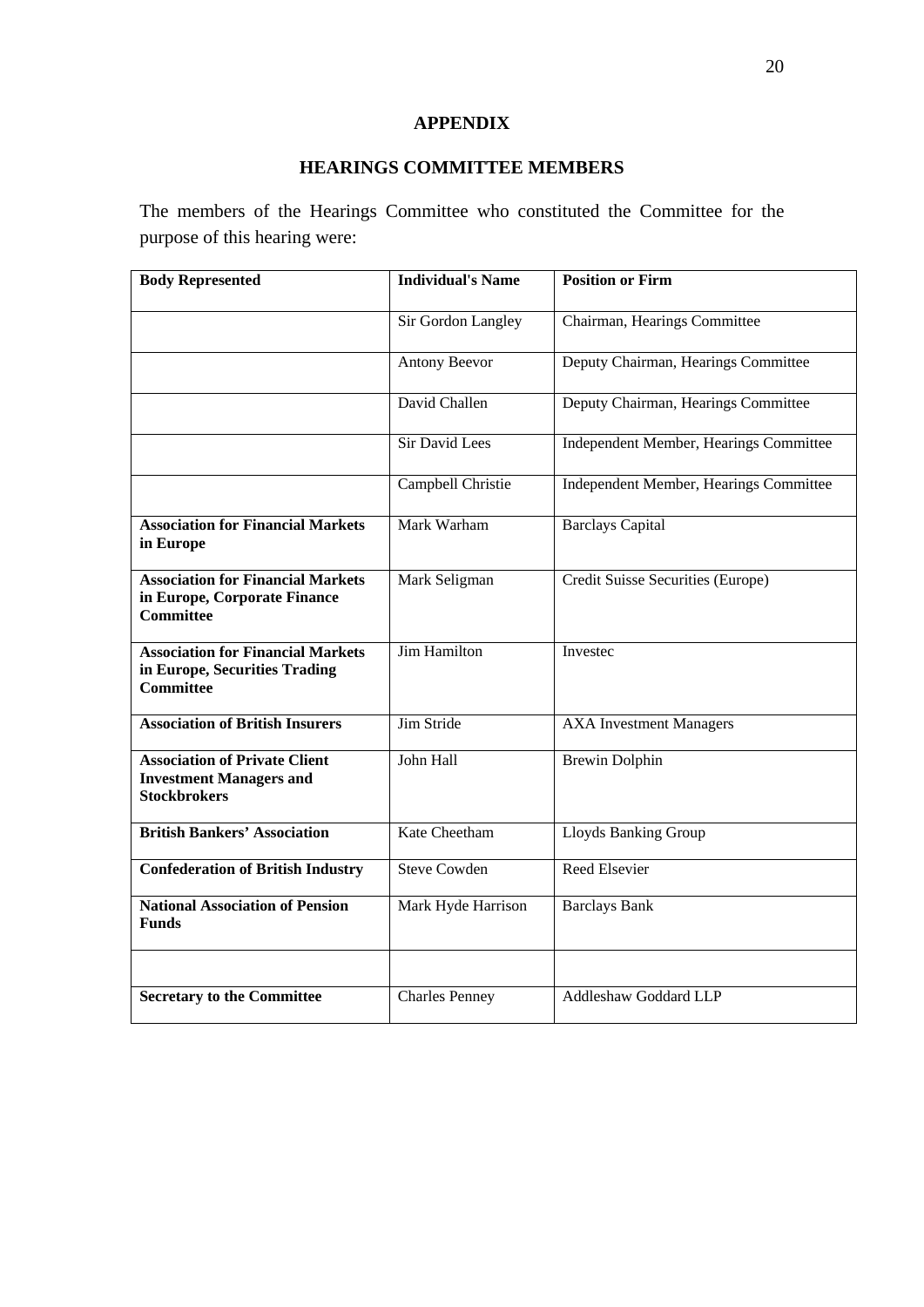## APPENDIX

## HEARINGS COMMITTEE MEMBERS

The members of the Hearings Committee who constituted the Committee for the purpose of this hearing were:

| Body Represented | Individual's Name | Position or Firm |
|---|---|---|
| | Sir Gordon Langley | Chairman, Hearings Committee |
| | Antony Beevor | Deputy Chairman, Hearings Committee |
| | David Challen | Deputy Chairman, Hearings Committee |
| | Sir David Lees | Independent Member, Hearings Committee |
| | Campbell Christie | Independent Member, Hearings Committee |
| **Association for Financial Markets in Europe** | Mark Warham | Barclays Capital |
| **Association for Financial Markets in Europe, Corporate Finance Committee** | Mark Seligman | Credit Suisse Securities (Europe) |
| **Association for Financial Markets in Europe, Securities Trading Committee** | Jim Hamilton | Investec |
| **Association of British Insurers** | Jim Stride | AXA Investment Managers |
| **Association of Private Client Investment Managers and Stockbrokers** | John Hall | Brewin Dolphin |
| **British Bankers' Association** | Kate Cheetham | Lloyds Banking Group |
| **Confederation of British Industry** | Steve Cowden | Reed Elsevier |
| **National Association of Pension Funds** | Mark Hyde Harrison | Barclays Bank |
| | | |
| **Secretary to the Committee** | Charles Penney | Addleshaw Goddard LLP |